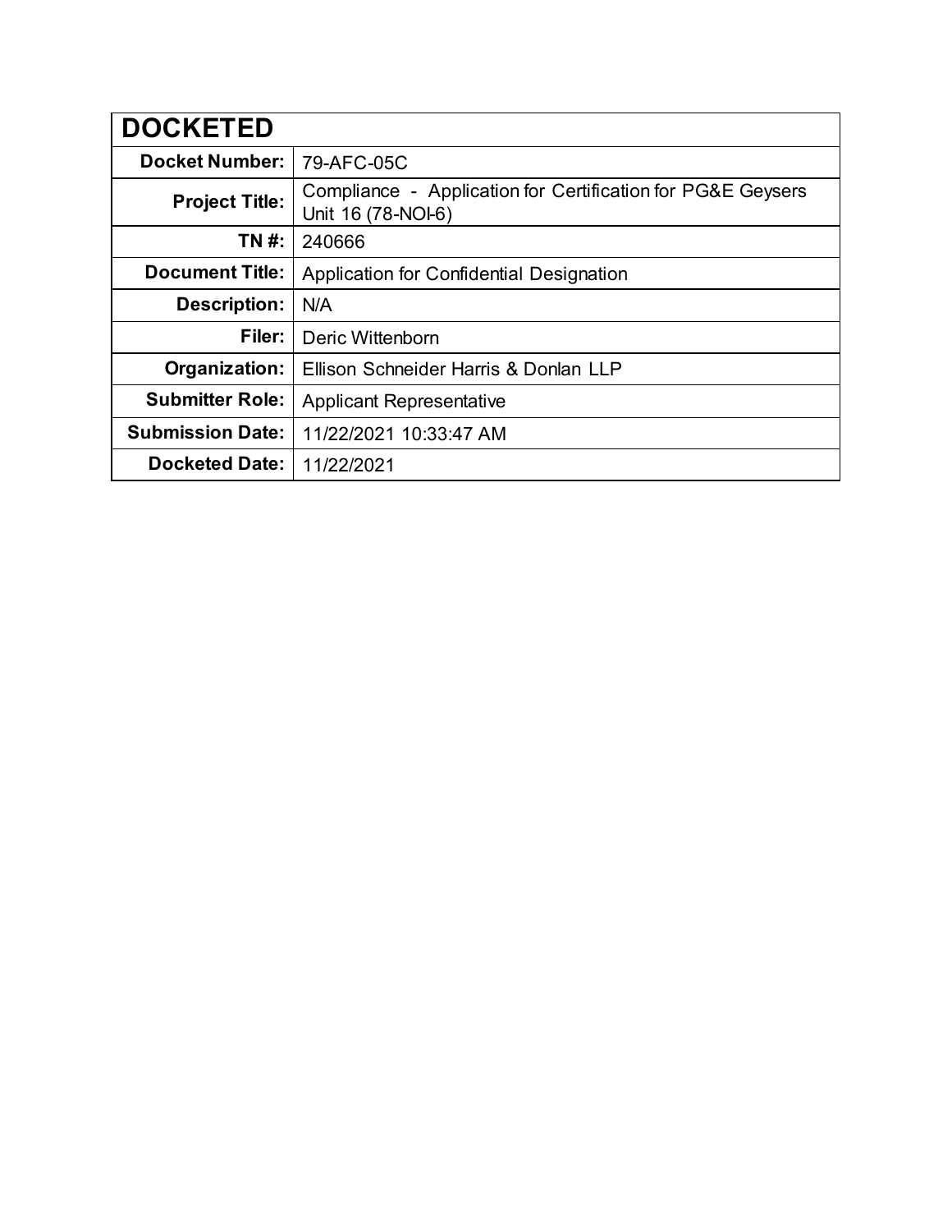| DOCKETED | |
|---|---|
| **Docket Number:** | 79-AFC-05C |
| **Project Title:** | Compliance - Application for Certification for PG&E Geysers Unit 16 (78-NOI-6) |
| **TN #:** | 240666 |
| **Document Title:** | Application for Confidential Designation |
| **Description:** | N/A |
| **Filer:** | Deric Wittenborn |
| **Organization:** | Ellison Schneider Harris & Donlan LLP |
| **Submitter Role:** | Applicant Representative |
| **Submission Date:** | 11/22/2021 10:33:47 AM |
| **Docketed Date:** | 11/22/2021 |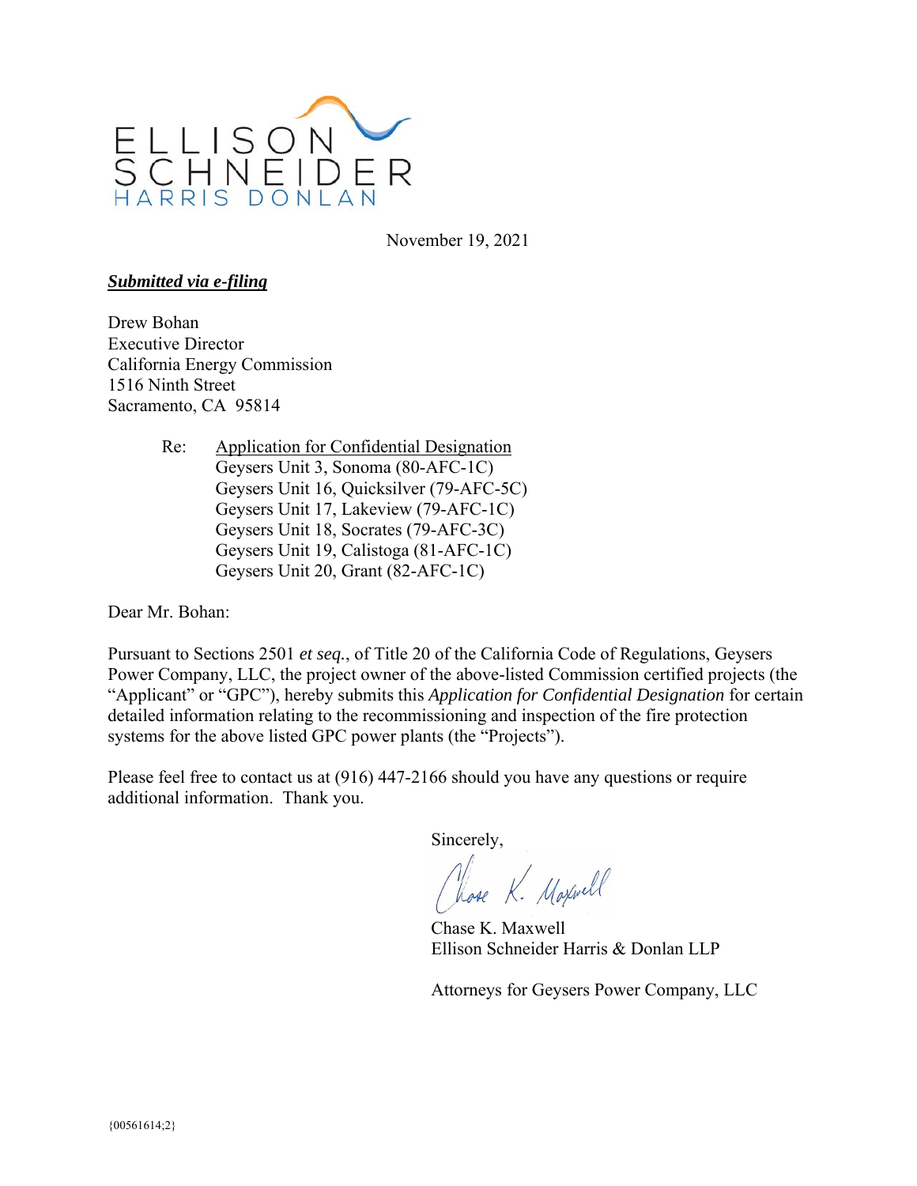ELLISON SCHNEIDER HARRIS DONLAN

November 19, 2021

***Submitted via e-filing***

Drew Bohan
Executive Director
California Energy Commission
1516 Ninth Street
Sacramento, CA 95814

Re: Application for Confidential Designation
Geysers Unit 3, Sonoma (80-AFC-1C)
Geysers Unit 16, Quicksilver (79-AFC-5C)
Geysers Unit 17, Lakeview (79-AFC-1C)
Geysers Unit 18, Socrates (79-AFC-3C)
Geysers Unit 19, Calistoga (81-AFC-1C)
Geysers Unit 20, Grant (82-AFC-1C)

Dear Mr. Bohan:

Pursuant to Sections 2501 *et seq.*, of Title 20 of the California Code of Regulations, Geysers Power Company, LLC, the project owner of the above-listed Commission certified projects (the "Applicant" or "GPC"), hereby submits this *Application for Confidential Designation* for certain detailed information relating to the recommissioning and inspection of the fire protection systems for the above listed GPC power plants (the "Projects").

Please feel free to contact us at (916) 447-2166 should you have any questions or require additional information. Thank you.

Sincerely,

Chase K. Maxwell
Ellison Schneider Harris & Donlan LLP

Attorneys for Geysers Power Company, LLC

{00561614;2}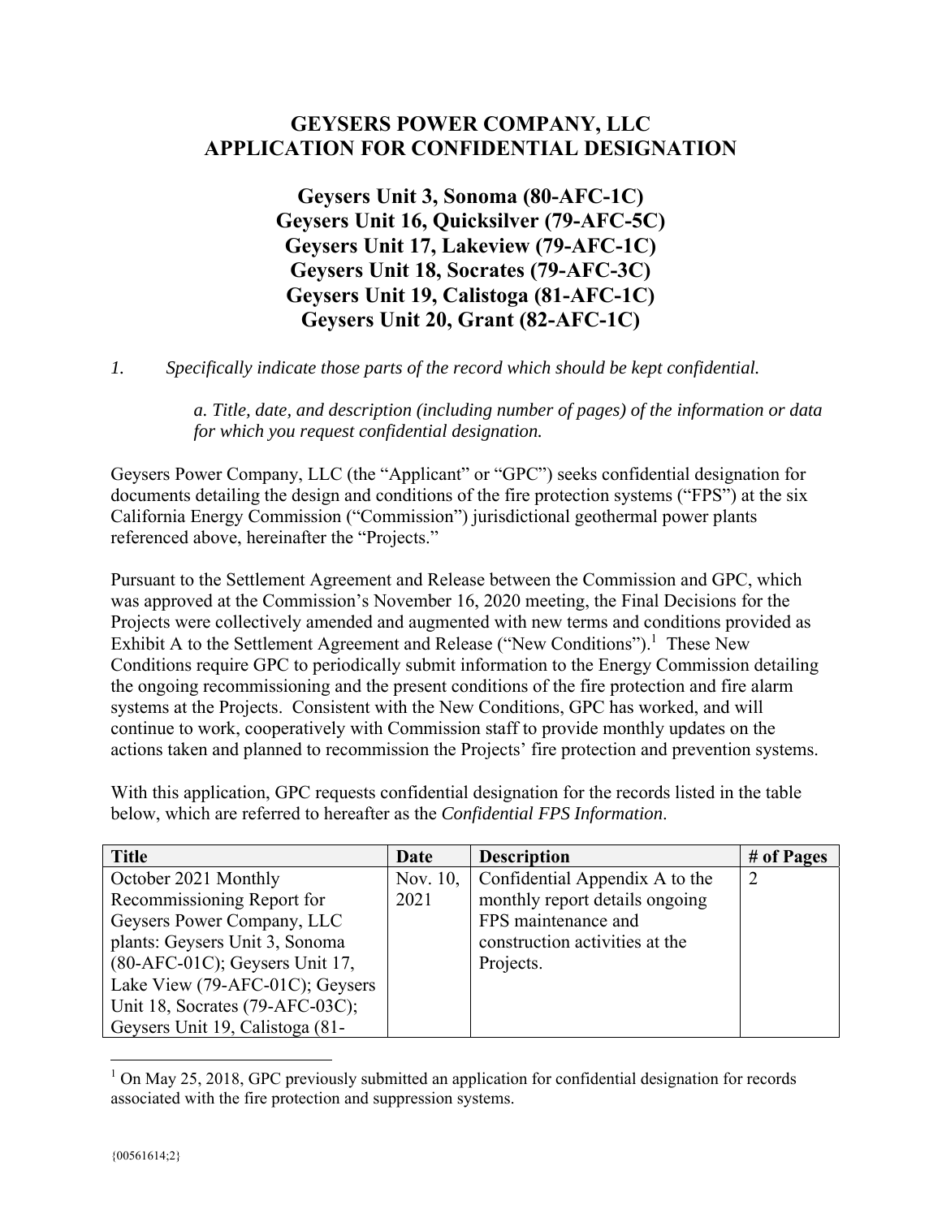# GEYSERS POWER COMPANY, LLC
# APPLICATION FOR CONFIDENTIAL DESIGNATION

## Geysers Unit 3, Sonoma (80-AFC-1C)
## Geysers Unit 16, Quicksilver (79-AFC-5C)
## Geysers Unit 17, Lakeview (79-AFC-1C)
## Geysers Unit 18, Socrates (79-AFC-3C)
## Geysers Unit 19, Calistoga (81-AFC-1C)
## Geysers Unit 20, Grant (82-AFC-1C)

*1. Specifically indicate those parts of the record which should be kept confidential.*

*a. Title, date, and description (including number of pages) of the information or data for which you request confidential designation.*

Geysers Power Company, LLC (the "Applicant" or "GPC") seeks confidential designation for documents detailing the design and conditions of the fire protection systems ("FPS") at the six California Energy Commission ("Commission") jurisdictional geothermal power plants referenced above, hereinafter the "Projects."

Pursuant to the Settlement Agreement and Release between the Commission and GPC, which was approved at the Commission's November 16, 2020 meeting, the Final Decisions for the Projects were collectively amended and augmented with new terms and conditions provided as Exhibit A to the Settlement Agreement and Release ("New Conditions").[1] These New Conditions require GPC to periodically submit information to the Energy Commission detailing the ongoing recommissioning and the present conditions of the fire protection and fire alarm systems at the Projects. Consistent with the New Conditions, GPC has worked, and will continue to work, cooperatively with Commission staff to provide monthly updates on the actions taken and planned to recommission the Projects' fire protection and prevention systems.

With this application, GPC requests confidential designation for the records listed in the table below, which are referred to hereafter as the *Confidential FPS Information*.

| Title | Date | Description | # of Pages |
|---|---|---|---|
| October 2021 Monthly Recommissioning Report for Geysers Power Company, LLC plants: Geysers Unit 3, Sonoma (80-AFC-01C); Geysers Unit 17, Lake View (79-AFC-01C); Geysers Unit 18, Socrates (79-AFC-03C); Geysers Unit 19, Calistoga (81- | Nov. 10, 2021 | Confidential Appendix A to the monthly report details ongoing FPS maintenance and construction activities at the Projects. | 2 |

[1] On May 25, 2018, GPC previously submitted an application for confidential designation for records associated with the fire protection and suppression systems.

{00561614;2}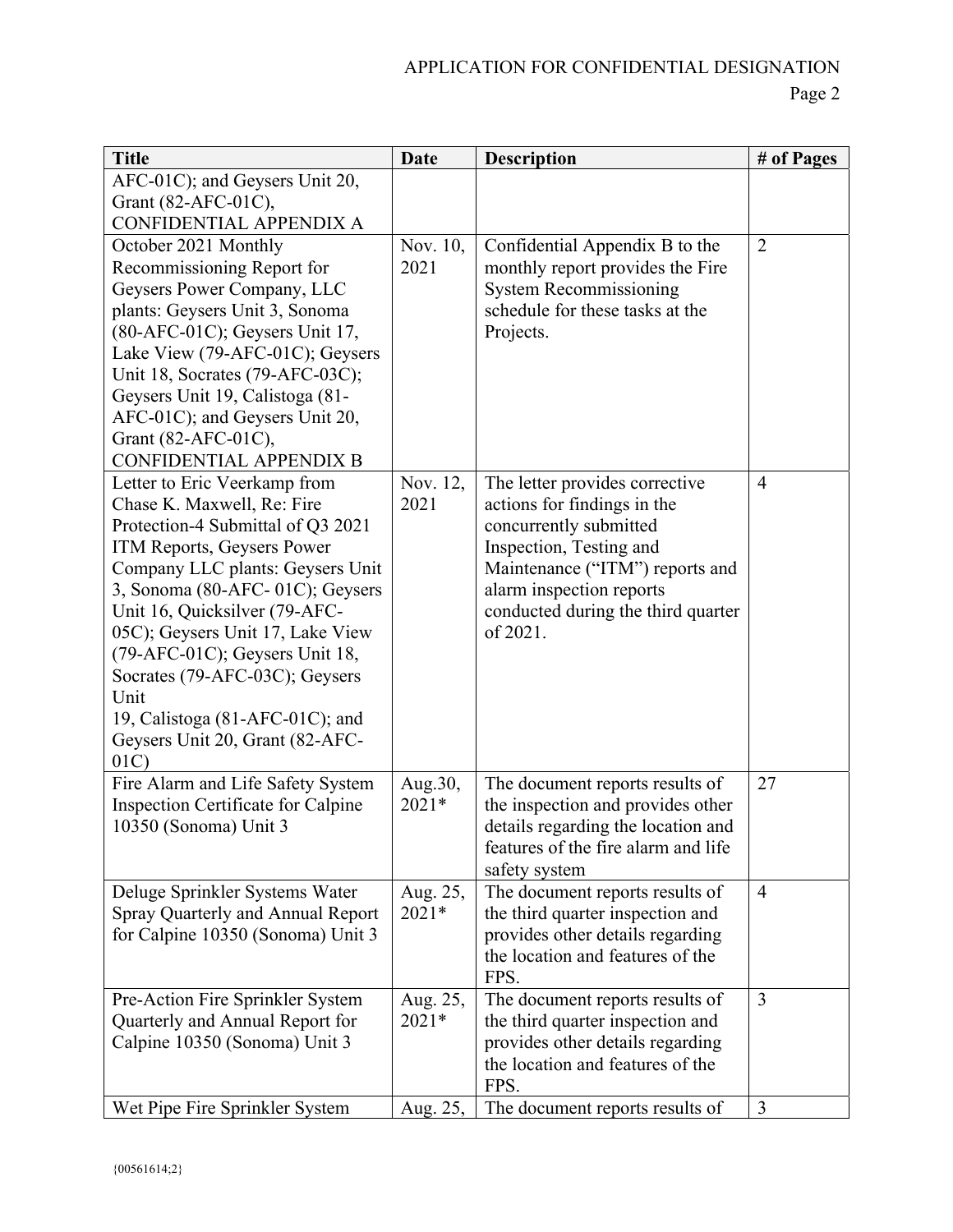| Title | Date | Description | # of Pages |
|---|---|---|---|
| AFC-01C); and Geysers Unit 20, Grant (82-AFC-01C), CONFIDENTIAL APPENDIX A | | | |
| October 2021 Monthly Recommissioning Report for Geysers Power Company, LLC plants: Geysers Unit 3, Sonoma (80-AFC-01C); Geysers Unit 17, Lake View (79-AFC-01C); Geysers Unit 18, Socrates (79-AFC-03C); Geysers Unit 19, Calistoga (81-AFC-01C); and Geysers Unit 20, Grant (82-AFC-01C), CONFIDENTIAL APPENDIX B | Nov. 10, 2021 | Confidential Appendix B to the monthly report provides the Fire System Recommissioning schedule for these tasks at the Projects. | 2 |
| Letter to Eric Veerkamp from Chase K. Maxwell, Re: Fire Protection-4 Submittal of Q3 2021 ITM Reports, Geysers Power Company LLC plants: Geysers Unit 3, Sonoma (80-AFC- 01C); Geysers Unit 16, Quicksilver (79-AFC-05C); Geysers Unit 17, Lake View (79-AFC-01C); Geysers Unit 18, Socrates (79-AFC-03C); Geysers Unit 19, Calistoga (81-AFC-01C); and Geysers Unit 20, Grant (82-AFC-01C) | Nov. 12, 2021 | The letter provides corrective actions for findings in the concurrently submitted Inspection, Testing and Maintenance ("ITM") reports and alarm inspection reports conducted during the third quarter of 2021. | 4 |
| Fire Alarm and Life Safety System Inspection Certificate for Calpine 10350 (Sonoma) Unit 3 | Aug.30, 2021* | The document reports results of the inspection and provides other details regarding the location and features of the fire alarm and life safety system | 27 |
| Deluge Sprinkler Systems Water Spray Quarterly and Annual Report for Calpine 10350 (Sonoma) Unit 3 | Aug. 25, 2021* | The document reports results of the third quarter inspection and provides other details regarding the location and features of the FPS. | 4 |
| Pre-Action Fire Sprinkler System Quarterly and Annual Report for Calpine 10350 (Sonoma) Unit 3 | Aug. 25, 2021* | The document reports results of the third quarter inspection and provides other details regarding the location and features of the FPS. | 3 |
| Wet Pipe Fire Sprinkler System | Aug. 25, | The document reports results of | 3 |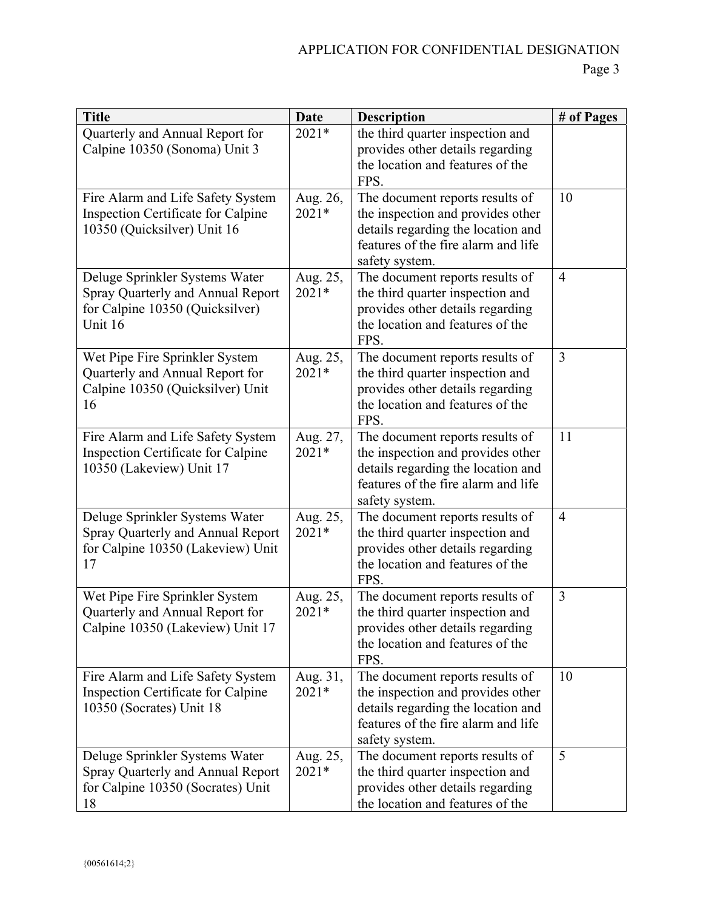| Title | Date | Description | # of Pages |
|---|---|---|---|
| Quarterly and Annual Report for Calpine 10350 (Sonoma) Unit 3 | 2021* | the third quarter inspection and provides other details regarding the location and features of the FPS. | |
| Fire Alarm and Life Safety System Inspection Certificate for Calpine 10350 (Quicksilver) Unit 16 | Aug. 26, 2021* | The document reports results of the inspection and provides other details regarding the location and features of the fire alarm and life safety system. | 10 |
| Deluge Sprinkler Systems Water Spray Quarterly and Annual Report for Calpine 10350 (Quicksilver) Unit 16 | Aug. 25, 2021* | The document reports results of the third quarter inspection and provides other details regarding the location and features of the FPS. | 4 |
| Wet Pipe Fire Sprinkler System Quarterly and Annual Report for Calpine 10350 (Quicksilver) Unit 16 | Aug. 25, 2021* | The document reports results of the third quarter inspection and provides other details regarding the location and features of the FPS. | 3 |
| Fire Alarm and Life Safety System Inspection Certificate for Calpine 10350 (Lakeview) Unit 17 | Aug. 27, 2021* | The document reports results of the inspection and provides other details regarding the location and features of the fire alarm and life safety system. | 11 |
| Deluge Sprinkler Systems Water Spray Quarterly and Annual Report for Calpine 10350 (Lakeview) Unit 17 | Aug. 25, 2021* | The document reports results of the third quarter inspection and provides other details regarding the location and features of the FPS. | 4 |
| Wet Pipe Fire Sprinkler System Quarterly and Annual Report for Calpine 10350 (Lakeview) Unit 17 | Aug. 25, 2021* | The document reports results of the third quarter inspection and provides other details regarding the location and features of the FPS. | 3 |
| Fire Alarm and Life Safety System Inspection Certificate for Calpine 10350 (Socrates) Unit 18 | Aug. 31, 2021* | The document reports results of the inspection and provides other details regarding the location and features of the fire alarm and life safety system. | 10 |
| Deluge Sprinkler Systems Water Spray Quarterly and Annual Report for Calpine 10350 (Socrates) Unit 18 | Aug. 25, 2021* | The document reports results of the third quarter inspection and provides other details regarding the location and features of the | 5 |

{00561614;2}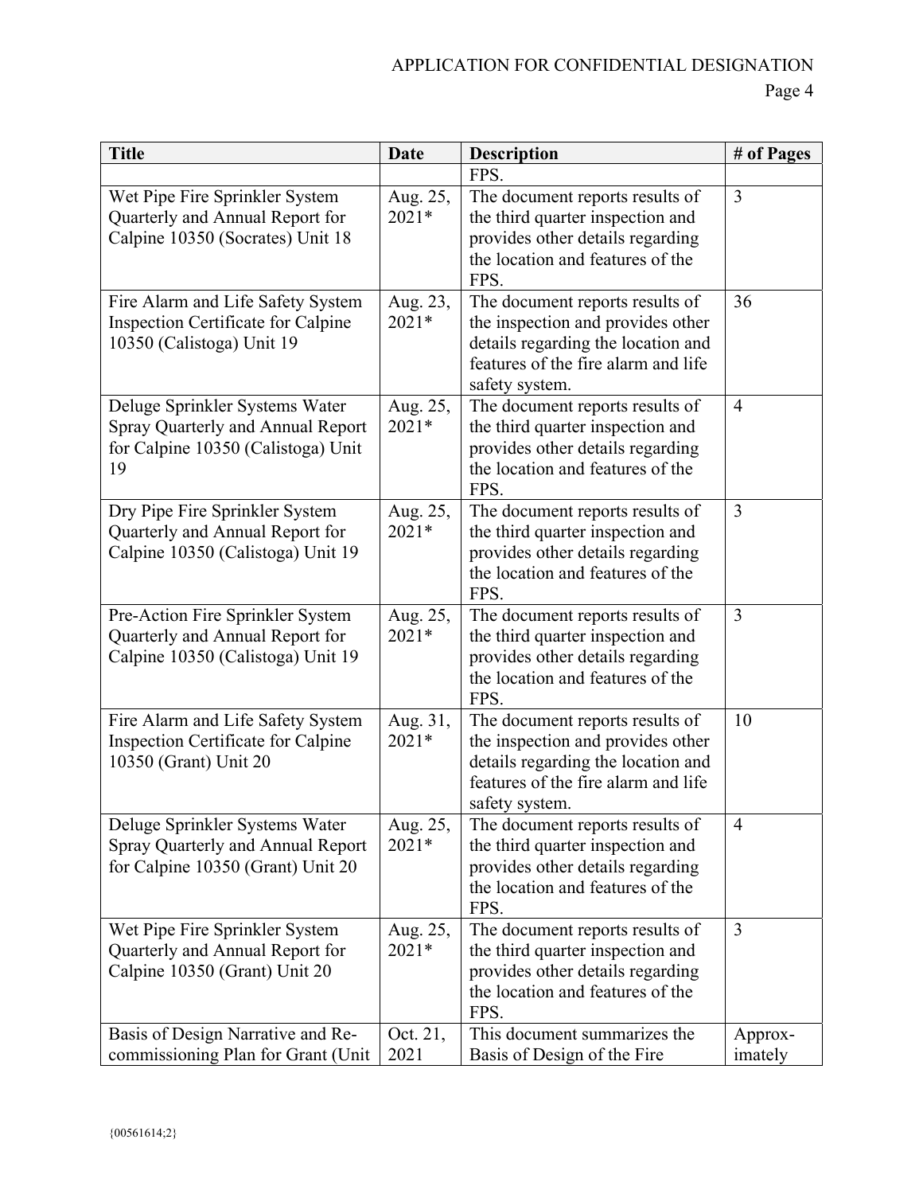| Title | Date | Description | # of Pages |
|---|---|---|---|
| | | FPS. | |
| Wet Pipe Fire Sprinkler System Quarterly and Annual Report for Calpine 10350 (Socrates) Unit 18 | Aug. 25, 2021* | The document reports results of the third quarter inspection and provides other details regarding the location and features of the FPS. | 3 |
| Fire Alarm and Life Safety System Inspection Certificate for Calpine 10350 (Calistoga) Unit 19 | Aug. 23, 2021* | The document reports results of the inspection and provides other details regarding the location and features of the fire alarm and life safety system. | 36 |
| Deluge Sprinkler Systems Water Spray Quarterly and Annual Report for Calpine 10350 (Calistoga) Unit 19 | Aug. 25, 2021* | The document reports results of the third quarter inspection and provides other details regarding the location and features of the FPS. | 4 |
| Dry Pipe Fire Sprinkler System Quarterly and Annual Report for Calpine 10350 (Calistoga) Unit 19 | Aug. 25, 2021* | The document reports results of the third quarter inspection and provides other details regarding the location and features of the FPS. | 3 |
| Pre-Action Fire Sprinkler System Quarterly and Annual Report for Calpine 10350 (Calistoga) Unit 19 | Aug. 25, 2021* | The document reports results of the third quarter inspection and provides other details regarding the location and features of the FPS. | 3 |
| Fire Alarm and Life Safety System Inspection Certificate for Calpine 10350 (Grant) Unit 20 | Aug. 31, 2021* | The document reports results of the inspection and provides other details regarding the location and features of the fire alarm and life safety system. | 10 |
| Deluge Sprinkler Systems Water Spray Quarterly and Annual Report for Calpine 10350 (Grant) Unit 20 | Aug. 25, 2021* | The document reports results of the third quarter inspection and provides other details regarding the location and features of the FPS. | 4 |
| Wet Pipe Fire Sprinkler System Quarterly and Annual Report for Calpine 10350 (Grant) Unit 20 | Aug. 25, 2021* | The document reports results of the third quarter inspection and provides other details regarding the location and features of the FPS. | 3 |
| Basis of Design Narrative and Re-commissioning Plan for Grant (Unit | Oct. 21, 2021 | This document summarizes the Basis of Design of the Fire | Approx-imately |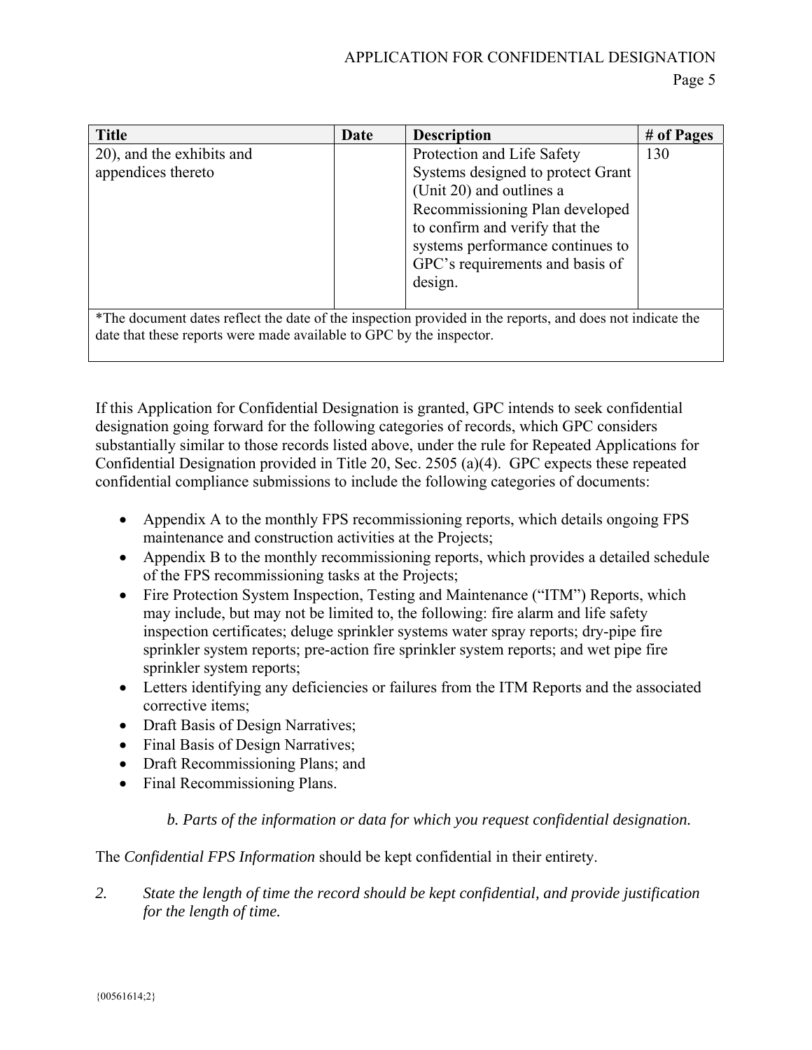| Title | Date | Description | # of Pages |
|---|---|---|---|
| 20), and the exhibits and appendices thereto | | Protection and Life Safety Systems designed to protect Grant (Unit 20) and outlines a Recommissioning Plan developed to confirm and verify that the systems performance continues to GPC's requirements and basis of design. | 130 |
| *The document dates reflect the date of the inspection provided in the reports, and does not indicate the date that these reports were made available to GPC by the inspector. | | | |

If this Application for Confidential Designation is granted, GPC intends to seek confidential designation going forward for the following categories of records, which GPC considers substantially similar to those records listed above, under the rule for Repeated Applications for Confidential Designation provided in Title 20, Sec. 2505 (a)(4). GPC expects these repeated confidential compliance submissions to include the following categories of documents:

- Appendix A to the monthly FPS recommissioning reports, which details ongoing FPS maintenance and construction activities at the Projects;
- Appendix B to the monthly recommissioning reports, which provides a detailed schedule of the FPS recommissioning tasks at the Projects;
- Fire Protection System Inspection, Testing and Maintenance ("ITM") Reports, which may include, but may not be limited to, the following: fire alarm and life safety inspection certificates; deluge sprinkler systems water spray reports; dry-pipe fire sprinkler system reports; pre-action fire sprinkler system reports; and wet pipe fire sprinkler system reports;
- Letters identifying any deficiencies or failures from the ITM Reports and the associated corrective items;
- Draft Basis of Design Narratives;
- Final Basis of Design Narratives;
- Draft Recommissioning Plans; and
- Final Recommissioning Plans.

*b. Parts of the information or data for which you request confidential designation.*

The *Confidential FPS Information* should be kept confidential in their entirety.

2. *State the length of time the record should be kept confidential, and provide justification for the length of time.*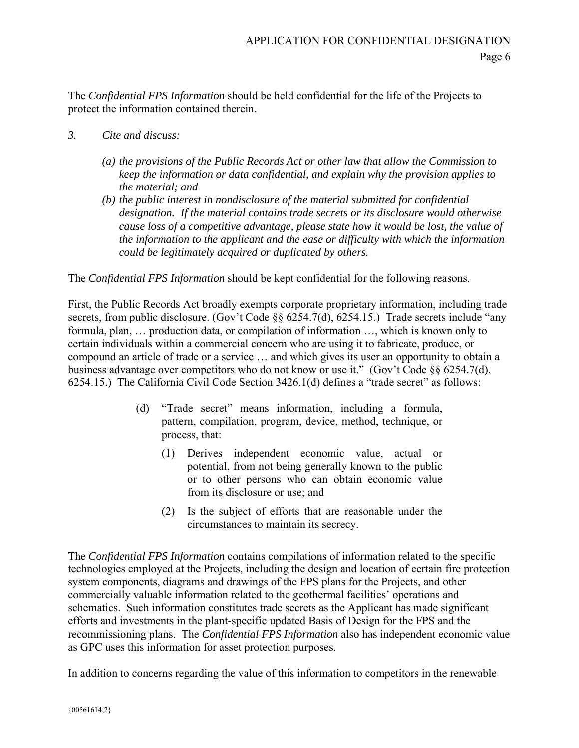The *Confidential FPS Information* should be held confidential for the life of the Projects to protect the information contained therein.

3. *Cite and discuss:*

   *(a) the provisions of the Public Records Act or other law that allow the Commission to keep the information or data confidential, and explain why the provision applies to the material; and*

   *(b) the public interest in nondisclosure of the material submitted for confidential designation. If the material contains trade secrets or its disclosure would otherwise cause loss of a competitive advantage, please state how it would be lost, the value of the information to the applicant and the ease or difficulty with which the information could be legitimately acquired or duplicated by others.*

The *Confidential FPS Information* should be kept confidential for the following reasons.

First, the Public Records Act broadly exempts corporate proprietary information, including trade secrets, from public disclosure. (Gov't Code §§ 6254.7(d), 6254.15.) Trade secrets include "any formula, plan, … production data, or compilation of information …, which is known only to certain individuals within a commercial concern who are using it to fabricate, produce, or compound an article of trade or a service … and which gives its user an opportunity to obtain a business advantage over competitors who do not know or use it." (Gov't Code §§ 6254.7(d), 6254.15.) The California Civil Code Section 3426.1(d) defines a "trade secret" as follows:

> (d) "Trade secret" means information, including a formula, pattern, compilation, program, device, method, technique, or process, that:
>
> (1) Derives independent economic value, actual or potential, from not being generally known to the public or to other persons who can obtain economic value from its disclosure or use; and
>
> (2) Is the subject of efforts that are reasonable under the circumstances to maintain its secrecy.

The *Confidential FPS Information* contains compilations of information related to the specific technologies employed at the Projects, including the design and location of certain fire protection system components, diagrams and drawings of the FPS plans for the Projects, and other commercially valuable information related to the geothermal facilities' operations and schematics. Such information constitutes trade secrets as the Applicant has made significant efforts and investments in the plant-specific updated Basis of Design for the FPS and the recommissioning plans. The *Confidential FPS Information* also has independent economic value as GPC uses this information for asset protection purposes.

In addition to concerns regarding the value of this information to competitors in the renewable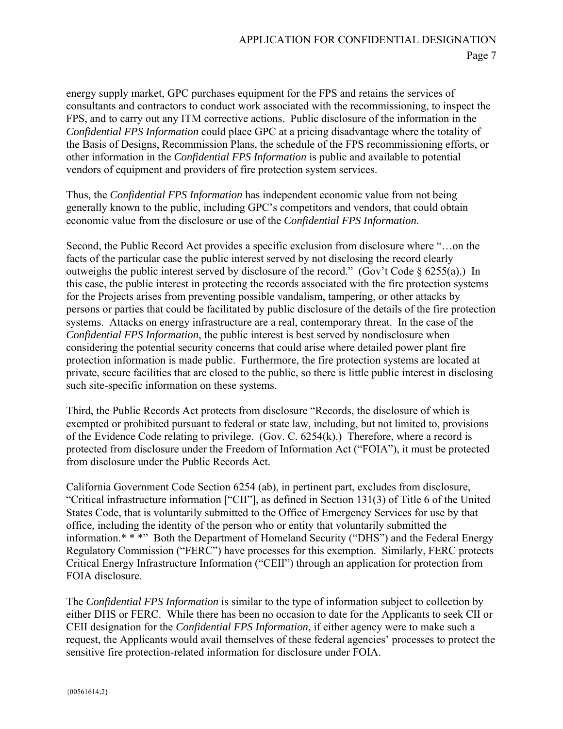energy supply market, GPC purchases equipment for the FPS and retains the services of consultants and contractors to conduct work associated with the recommissioning, to inspect the FPS, and to carry out any ITM corrective actions. Public disclosure of the information in the *Confidential FPS Information* could place GPC at a pricing disadvantage where the totality of the Basis of Designs, Recommission Plans, the schedule of the FPS recommissioning efforts, or other information in the *Confidential FPS Information* is public and available to potential vendors of equipment and providers of fire protection system services.

Thus, the *Confidential FPS Information* has independent economic value from not being generally known to the public, including GPC's competitors and vendors, that could obtain economic value from the disclosure or use of the *Confidential FPS Information*.

Second, the Public Record Act provides a specific exclusion from disclosure where "…on the facts of the particular case the public interest served by not disclosing the record clearly outweighs the public interest served by disclosure of the record." (Gov't Code § 6255(a).) In this case, the public interest in protecting the records associated with the fire protection systems for the Projects arises from preventing possible vandalism, tampering, or other attacks by persons or parties that could be facilitated by public disclosure of the details of the fire protection systems. Attacks on energy infrastructure are a real, contemporary threat. In the case of the *Confidential FPS Information*, the public interest is best served by nondisclosure when considering the potential security concerns that could arise where detailed power plant fire protection information is made public. Furthermore, the fire protection systems are located at private, secure facilities that are closed to the public, so there is little public interest in disclosing such site-specific information on these systems.

Third, the Public Records Act protects from disclosure "Records, the disclosure of which is exempted or prohibited pursuant to federal or state law, including, but not limited to, provisions of the Evidence Code relating to privilege. (Gov. C. 6254(k).) Therefore, where a record is protected from disclosure under the Freedom of Information Act ("FOIA"), it must be protected from disclosure under the Public Records Act.

California Government Code Section 6254 (ab), in pertinent part, excludes from disclosure, "Critical infrastructure information ["CII"], as defined in Section 131(3) of Title 6 of the United States Code, that is voluntarily submitted to the Office of Emergency Services for use by that office, including the identity of the person who or entity that voluntarily submitted the information.* * *" Both the Department of Homeland Security ("DHS") and the Federal Energy Regulatory Commission ("FERC") have processes for this exemption. Similarly, FERC protects Critical Energy Infrastructure Information ("CEII") through an application for protection from FOIA disclosure.

The *Confidential FPS Information* is similar to the type of information subject to collection by either DHS or FERC. While there has been no occasion to date for the Applicants to seek CII or CEII designation for the *Confidential FPS Information*, if either agency were to make such a request, the Applicants would avail themselves of these federal agencies' processes to protect the sensitive fire protection-related information for disclosure under FOIA.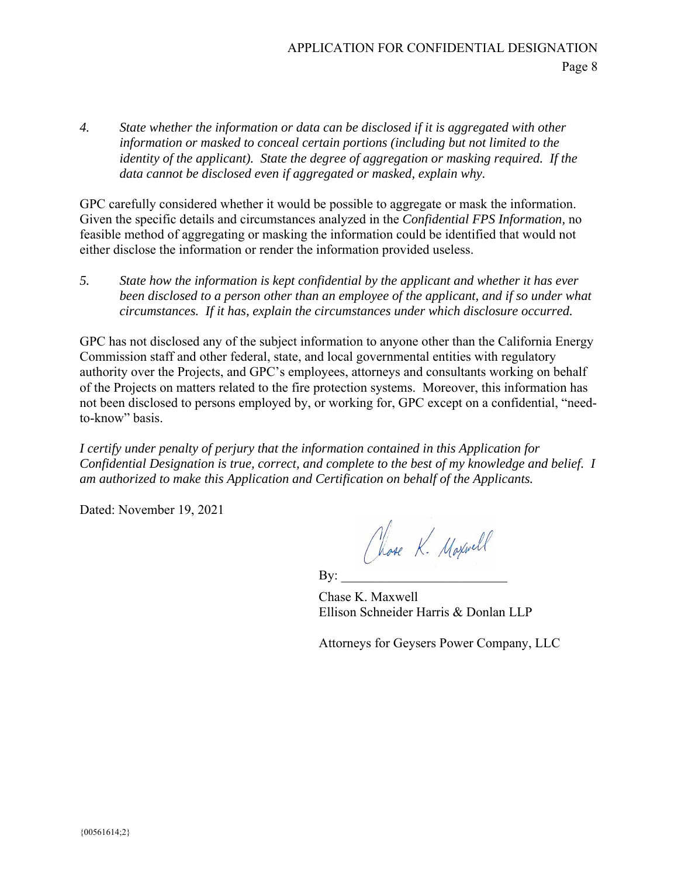*4. State whether the information or data can be disclosed if it is aggregated with other information or masked to conceal certain portions (including but not limited to the identity of the applicant). State the degree of aggregation or masking required. If the data cannot be disclosed even if aggregated or masked, explain why.*

GPC carefully considered whether it would be possible to aggregate or mask the information. Given the specific details and circumstances analyzed in the *Confidential FPS Information,* no feasible method of aggregating or masking the information could be identified that would not either disclose the information or render the information provided useless.

*5. State how the information is kept confidential by the applicant and whether it has ever been disclosed to a person other than an employee of the applicant, and if so under what circumstances. If it has, explain the circumstances under which disclosure occurred.*

GPC has not disclosed any of the subject information to anyone other than the California Energy Commission staff and other federal, state, and local governmental entities with regulatory authority over the Projects, and GPC's employees, attorneys and consultants working on behalf of the Projects on matters related to the fire protection systems. Moreover, this information has not been disclosed to persons employed by, or working for, GPC except on a confidential, "need-to-know" basis.

*I certify under penalty of perjury that the information contained in this Application for Confidential Designation is true, correct, and complete to the best of my knowledge and belief. I am authorized to make this Application and Certification on behalf of the Applicants.*

Dated: November 19, 2021

By: Chase K. Maxwell

Chase K. Maxwell
Ellison Schneider Harris & Donlan LLP

Attorneys for Geysers Power Company, LLC

{00561614;2}